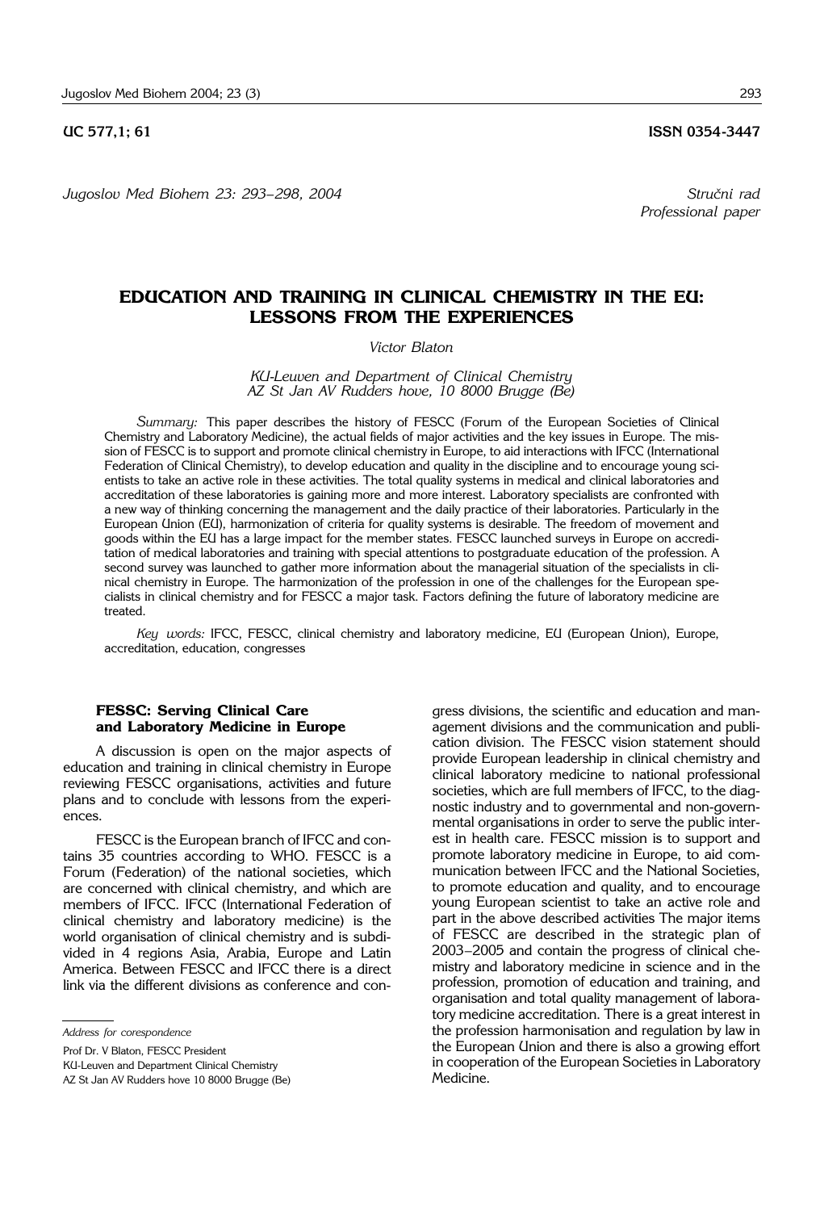UC 577,1; 61 **ISSN 0354-3447**

*Jugoslov Med Biohem 23: 293–298, 2004*

*Stručni rad*
*Professional paper*

# EDUCATION AND TRAINING IN CLINICAL CHEMISTRY IN THE EU: LESSONS FROM THE EXPERIENCES

*Victor Blaton*

*KU-Leuven and Department of Clinical Chemistry AZ St Jan AV Rudders hove, 10 8000 Brugge (Be)*

*Summary:* This paper describes the history of FESCC (Forum of the European Societies of Clinical Chemistry and Laboratory Medicine), the actual fields of major activities and the key issues in Europe. The mission of FESCC is to support and promote clinical chemistry in Europe, to aid interactions with IFCC (International Federation of Clinical Chemistry), to develop education and quality in the discipline and to encourage young scientists to take an active role in these activities. The total quality systems in medical and clinical laboratories and accreditation of these laboratories is gaining more and more interest. Laboratory specialists are confronted with a new way of thinking concerning the management and the daily practice of their laboratories. Particularly in the European Union (EU), harmonization of criteria for quality systems is desirable. The freedom of movement and goods within the EU has a large impact for the member states. FESCC launched surveys in Europe on accreditation of medical laboratories and training with special attentions to postgraduate education of the profession. A second survey was launched to gather more information about the managerial situation of the specialists in clinical chemistry in Europe. The harmonization of the profession in one of the challenges for the European specialists in clinical chemistry and for FESCC a major task. Factors defining the future of laboratory medicine are treated.

*Key words:* IFCC, FESCC, clinical chemistry and laboratory medicine, EU (European Union), Europe, accreditation, education, congresses

## FESSC: Serving Clinical Care and Laboratory Medicine in Europe

A discussion is open on the major aspects of education and training in clinical chemistry in Europe reviewing FESCC organisations, activities and future plans and to conclude with lessons from the experiences.

FESCC is the European branch of IFCC and contains 35 countries according to WHO. FESCC is a Forum (Federation) of the national societies, which are concerned with clinical chemistry, and which are members of IFCC. IFCC (International Federation of clinical chemistry and laboratory medicine) is the world organisation of clinical chemistry and is subdivided in 4 regions Asia, Arabia, Europe and Latin America. Between FESCC and IFCC there is a direct link via the different divisions as conference and congress divisions, the scientific and education and management divisions and the communication and publication division. The FESCC vision statement should provide European leadership in clinical chemistry and clinical laboratory medicine to national professional societies, which are full members of IFCC, to the diagnostic industry and to governmental and non-governmental organisations in order to serve the public interest in health care. FESCC mission is to support and promote laboratory medicine in Europe, to aid communication between IFCC and the National Societies, to promote education and quality, and to encourage young European scientist to take an active role and part in the above described activities The major items of FESCC are described in the strategic plan of 2003–2005 and contain the progress of clinical chemistry and laboratory medicine in science and in the profession, promotion of education and training, and organisation and total quality management of laboratory medicine accreditation. There is a great interest in the profession harmonisation and regulation by law in the European Union and there is also a growing effort in cooperation of the European Societies in Laboratory Medicine.

*Address for corespondence*

Prof Dr. V Blaton, FESCC President
KU-Leuven and Department Clinical Chemistry
AZ St Jan AV Rudders hove 10 8000 Brugge (Be)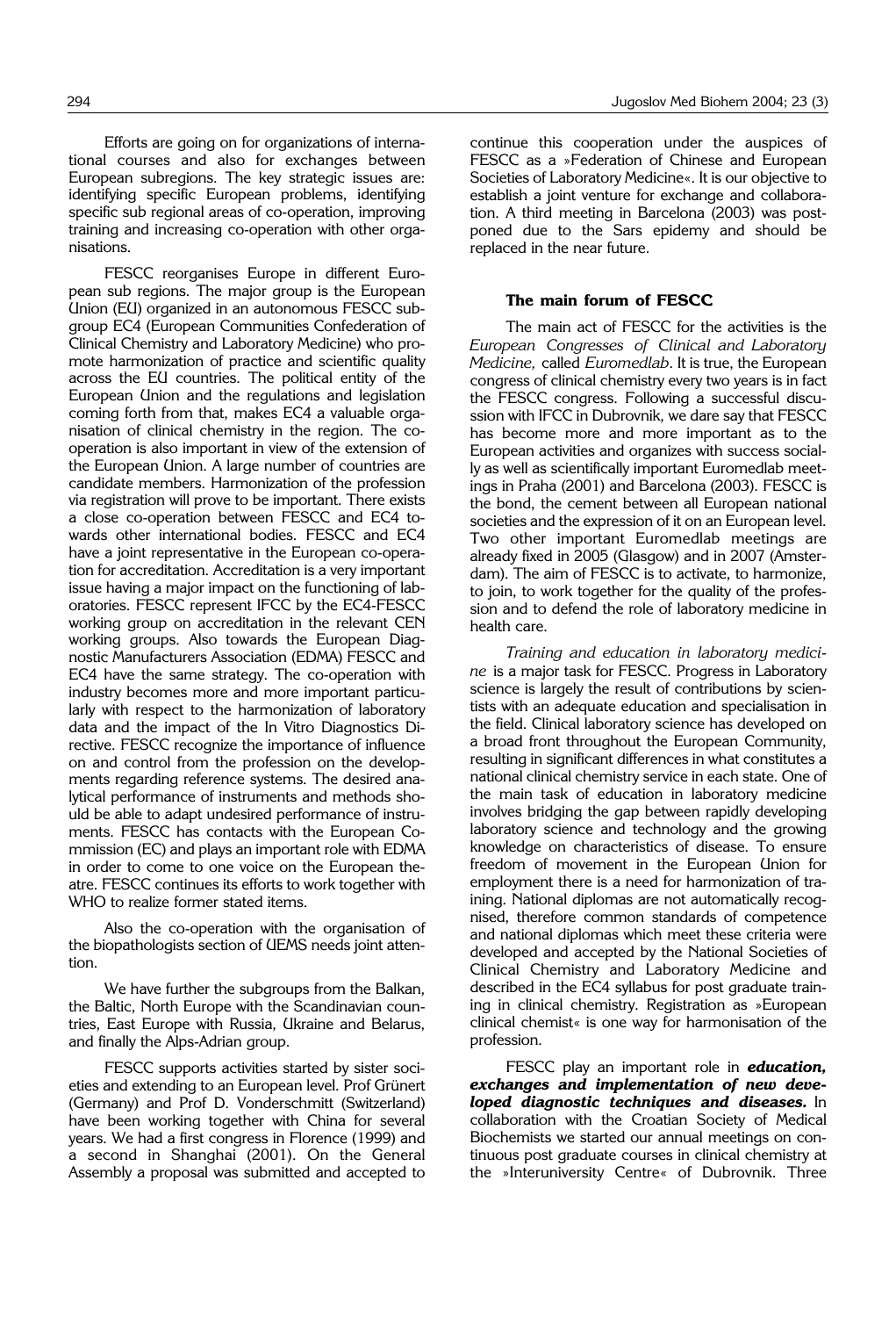Efforts are going on for organizations of international courses and also for exchanges between European subregions. The key strategic issues are: identifying specific European problems, identifying specific sub regional areas of co-operation, improving training and increasing co-operation with other organisations.

FESCC reorganises Europe in different European sub regions. The major group is the European Union (EU) organized in an autonomous FESCC subgroup EC4 (European Communities Confederation of Clinical Chemistry and Laboratory Medicine) who promote harmonization of practice and scientific quality across the EU countries. The political entity of the European Union and the regulations and legislation coming forth from that, makes EC4 a valuable organisation of clinical chemistry in the region. The cooperation is also important in view of the extension of the European Union. A large number of countries are candidate members. Harmonization of the profession via registration will prove to be important. There exists a close co-operation between FESCC and EC4 towards other international bodies. FESCC and EC4 have a joint representative in the European co-operation for accreditation. Accreditation is a very important issue having a major impact on the functioning of laboratories. FESCC represent IFCC by the EC4-FESCC working group on accreditation in the relevant CEN working groups. Also towards the European Diagnostic Manufacturers Association (EDMA) FESCC and EC4 have the same strategy. The co-operation with industry becomes more and more important particularly with respect to the harmonization of laboratory data and the impact of the In Vitro Diagnostics Directive. FESCC recognize the importance of influence on and control from the profession on the developments regarding reference systems. The desired analytical performance of instruments and methods should be able to adapt undesired performance of instruments. FESCC has contacts with the European Commission (EC) and plays an important role with EDMA in order to come to one voice on the European theatre. FESCC continues its efforts to work together with WHO to realize former stated items.

Also the co-operation with the organisation of the biopathologists section of UEMS needs joint attention.

We have further the subgroups from the Balkan, the Baltic, North Europe with the Scandinavian countries, East Europe with Russia, Ukraine and Belarus, and finally the Alps-Adrian group.

FESCC supports activities started by sister societies and extending to an European level. Prof Grünert (Germany) and Prof D. Vonderschmitt (Switzerland) have been working together with China for several years. We had a first congress in Florence (1999) and a second in Shanghai (2001). On the General Assembly a proposal was submitted and accepted to continue this cooperation under the auspices of FESCC as a »Federation of Chinese and European Societies of Laboratory Medicine«. It is our objective to establish a joint venture for exchange and collaboration. A third meeting in Barcelona (2003) was postponed due to the Sars epidemy and should be replaced in the near future.

### The main forum of FESCC

The main act of FESCC for the activities is the *European Congresses of Clinical and Laboratory Medicine,* called *Euromedlab*. It is true, the European congress of clinical chemistry every two years is in fact the FESCC congress. Following a successful discussion with IFCC in Dubrovnik, we dare say that FESCC has become more and more important as to the European activities and organizes with success socially as well as scientifically important Euromedlab meetings in Praha (2001) and Barcelona (2003). FESCC is the bond, the cement between all European national societies and the expression of it on an European level. Two other important Euromedlab meetings are already fixed in 2005 (Glasgow) and in 2007 (Amsterdam). The aim of FESCC is to activate, to harmonize, to join, to work together for the quality of the profession and to defend the role of laboratory medicine in health care.

*Training and education in laboratory medicine* is a major task for FESCC. Progress in Laboratory science is largely the result of contributions by scientists with an adequate education and specialisation in the field. Clinical laboratory science has developed on a broad front throughout the European Community, resulting in significant differences in what constitutes a national clinical chemistry service in each state. One of the main task of education in laboratory medicine involves bridging the gap between rapidly developing laboratory science and technology and the growing knowledge on characteristics of disease. To ensure freedom of movement in the European Union for employment there is a need for harmonization of training. National diplomas are not automatically recognised, therefore common standards of competence and national diplomas which meet these criteria were developed and accepted by the National Societies of Clinical Chemistry and Laboratory Medicine and described in the EC4 syllabus for post graduate training in clinical chemistry. Registration as »European clinical chemist« is one way for harmonisation of the profession.

FESCC play an important role in ***education, exchanges and implementation of new developed diagnostic techniques and diseases.*** In collaboration with the Croatian Society of Medical Biochemists we started our annual meetings on continuous post graduate courses in clinical chemistry at the »Interuniversity Centre« of Dubrovnik. Three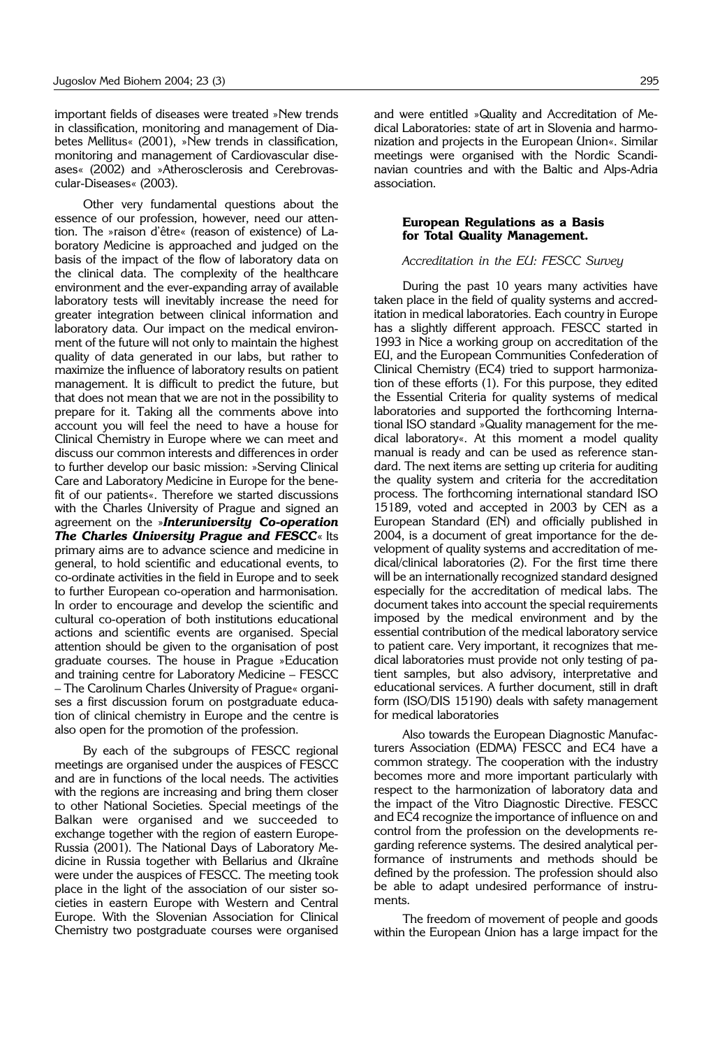important fields of diseases were treated »New trends in classification, monitoring and management of Diabetes Mellitus« (2001), »New trends in classification, monitoring and management of Cardiovascular diseases« (2002) and »Atherosclerosis and Cerebrovascular-Diseases« (2003).

Other very fundamental questions about the essence of our profession, however, need our attention. The »raison d'être« (reason of existence) of Laboratory Medicine is approached and judged on the basis of the impact of the flow of laboratory data on the clinical data. The complexity of the healthcare environment and the ever-expanding array of available laboratory tests will inevitably increase the need for greater integration between clinical information and laboratory data. Our impact on the medical environment of the future will not only to maintain the highest quality of data generated in our labs, but rather to maximize the influence of laboratory results on patient management. It is difficult to predict the future, but that does not mean that we are not in the possibility to prepare for it. Taking all the comments above into account you will feel the need to have a house for Clinical Chemistry in Europe where we can meet and discuss our common interests and differences in order to further develop our basic mission: »Serving Clinical Care and Laboratory Medicine in Europe for the benefit of our patients«. Therefore we started discussions with the Charles University of Prague and signed an agreement on the »***Interuniversity Co-operation The Charles University Prague and FESCC***« Its primary aims are to advance science and medicine in general, to hold scientific and educational events, to co-ordinate activities in the field in Europe and to seek to further European co-operation and harmonisation. In order to encourage and develop the scientific and cultural co-operation of both institutions educational actions and scientific events are organised. Special attention should be given to the organisation of post graduate courses. The house in Prague »Education and training centre for Laboratory Medicine – FESCC – The Carolinum Charles University of Prague« organises a first discussion forum on postgraduate education of clinical chemistry in Europe and the centre is also open for the promotion of the profession.

By each of the subgroups of FESCC regional meetings are organised under the auspices of FESCC and are in functions of the local needs. The activities with the regions are increasing and bring them closer to other National Societies. Special meetings of the Balkan were organised and we succeeded to exchange together with the region of eastern Europe-Russia (2001). The National Days of Laboratory Medicine in Russia together with Bellarius and Ukraîne were under the auspices of FESCC. The meeting took place in the light of the association of our sister societies in eastern Europe with Western and Central Europe. With the Slovenian Association for Clinical Chemistry two postgraduate courses were organised and were entitled »Quality and Accreditation of Medical Laboratories: state of art in Slovenia and harmonization and projects in the European Union«. Similar meetings were organised with the Nordic Scandinavian countries and with the Baltic and Alps-Adria association.

### European Regulations as a Basis for Total Quality Management.

*Accreditation in the EU: FESCC Survey*

During the past 10 years many activities have taken place in the field of quality systems and accreditation in medical laboratories. Each country in Europe has a slightly different approach. FESCC started in 1993 in Nice a working group on accreditation of the EU, and the European Communities Confederation of Clinical Chemistry (EC4) tried to support harmonization of these efforts (1). For this purpose, they edited the Essential Criteria for quality systems of medical laboratories and supported the forthcoming International ISO standard »Quality management for the medical laboratory«. At this moment a model quality manual is ready and can be used as reference standard. The next items are setting up criteria for auditing the quality system and criteria for the accreditation process. The forthcoming international standard ISO 15189, voted and accepted in 2003 by CEN as a European Standard (EN) and officially published in 2004, is a document of great importance for the development of quality systems and accreditation of medical/clinical laboratories (2). For the first time there will be an internationally recognized standard designed especially for the accreditation of medical labs. The document takes into account the special requirements imposed by the medical environment and by the essential contribution of the medical laboratory service to patient care. Very important, it recognizes that medical laboratories must provide not only testing of patient samples, but also advisory, interpretative and educational services. A further document, still in draft form (ISO/DIS 15190) deals with safety management for medical laboratories

Also towards the European Diagnostic Manufacturers Association (EDMA) FESCC and EC4 have a common strategy. The cooperation with the industry becomes more and more important particularly with respect to the harmonization of laboratory data and the impact of the Vitro Diagnostic Directive. FESCC and EC4 recognize the importance of influence on and control from the profession on the developments regarding reference systems. The desired analytical performance of instruments and methods should be defined by the profession. The profession should also be able to adapt undesired performance of instruments.

The freedom of movement of people and goods within the European Union has a large impact for the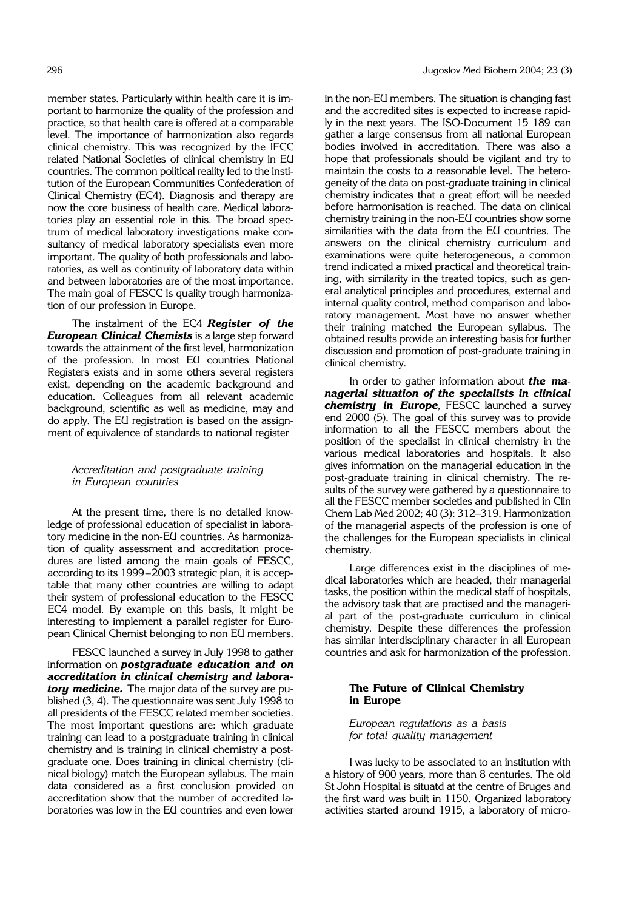member states. Particularly within health care it is important to harmonize the quality of the profession and practice, so that health care is offered at a comparable level. The importance of harmonization also regards clinical chemistry. This was recognized by the IFCC related National Societies of clinical chemistry in EU countries. The common political reality led to the institution of the European Communities Confederation of Clinical Chemistry (EC4). Diagnosis and therapy are now the core business of health care. Medical laboratories play an essential role in this. The broad spectrum of medical laboratory investigations make consultancy of medical laboratory specialists even more important. The quality of both professionals and laboratories, as well as continuity of laboratory data within and between laboratories are of the most importance. The main goal of FESCC is quality trough harmonization of our profession in Europe.

The instalment of the EC4 ***Register of the European Clinical Chemists*** is a large step forward towards the attainment of the first level, harmonization of the profession. In most EU countries National Registers exists and in some others several registers exist, depending on the academic background and education. Colleagues from all relevant academic background, scientific as well as medicine, may and do apply. The EU registration is based on the assignment of equivalence of standards to national register

*Accreditation and postgraduate training in European countries*

At the present time, there is no detailed knowledge of professional education of specialist in laboratory medicine in the non-EU countries. As harmonization of quality assessment and accreditation procedures are listed among the main goals of FESCC, according to its 1999–2003 strategic plan, it is acceptable that many other countries are willing to adapt their system of professional education to the FESCC EC4 model. By example on this basis, it might be interesting to implement a parallel register for European Clinical Chemist belonging to non EU members.

FESCC launched a survey in July 1998 to gather information on ***postgraduate education and on accreditation in clinical chemistry and laboratory medicine.*** The major data of the survey are published (3, 4). The questionnaire was sent July 1998 to all presidents of the FESCC related member societies. The most important questions are: which graduate training can lead to a postgraduate training in clinical chemistry and is training in clinical chemistry a postgraduate one. Does training in clinical chemistry (clinical biology) match the European syllabus. The main data considered as a first conclusion provided on accreditation show that the number of accredited laboratories was low in the EU countries and even lower in the non-EU members. The situation is changing fast and the accredited sites is expected to increase rapidly in the next years. The ISO-Document 15 189 can gather a large consensus from all national European bodies involved in accreditation. There was also a hope that professionals should be vigilant and try to maintain the costs to a reasonable level. The heterogeneity of the data on post-graduate training in clinical chemistry indicates that a great effort will be needed before harmonisation is reached. The data on clinical chemistry training in the non-EU countries show some similarities with the data from the EU countries. The answers on the clinical chemistry curriculum and examinations were quite heterogeneous, a common trend indicated a mixed practical and theoretical training, with similarity in the treated topics, such as general analytical principles and procedures, external and internal quality control, method comparison and laboratory management. Most have no answer whether their training matched the European syllabus. The obtained results provide an interesting basis for further discussion and promotion of post-graduate training in clinical chemistry.

In order to gather information about ***the managerial situation of the specialists in clinical chemistry in Europe***, FESCC launched a survey end 2000 (5). The goal of this survey was to provide information to all the FESCC members about the position of the specialist in clinical chemistry in the various medical laboratories and hospitals. It also gives information on the managerial education in the post-graduate training in clinical chemistry. The results of the survey were gathered by a questionnaire to all the FESCC member societies and published in Clin Chem Lab Med 2002; 40 (3): 312–319. Harmonization of the managerial aspects of the profession is one of the challenges for the European specialists in clinical chemistry.

Large differences exist in the disciplines of medical laboratories which are headed, their managerial tasks, the position within the medical staff of hospitals, the advisory task that are practised and the managerial part of the post-graduate curriculum in clinical chemistry. Despite these differences the profession has similar interdisciplinary character in all European countries and ask for harmonization of the profession.

## The Future of Clinical Chemistry in Europe

*European regulations as a basis for total quality management*

I was lucky to be associated to an institution with a history of 900 years, more than 8 centuries. The old St John Hospital is situatd at the centre of Bruges and the first ward was built in 1150. Organized laboratory activities started around 1915, a laboratory of micro-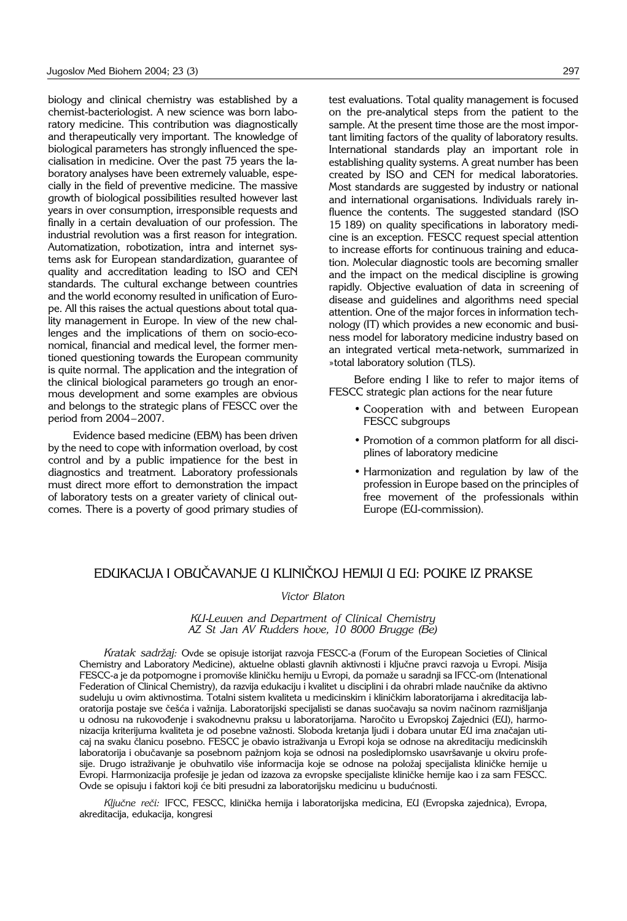biology and clinical chemistry was established by a chemist-bacteriologist. A new science was born laboratory medicine. This contribution was diagnostically and therapeutically very important. The knowledge of biological parameters has strongly influenced the specialisation in medicine. Over the past 75 years the laboratory analyses have been extremely valuable, especially in the field of preventive medicine. The massive growth of biological possibilities resulted however last years in over consumption, irresponsible requests and finally in a certain devaluation of our profession. The industrial revolution was a first reason for integration. Automatization, robotization, intra and internet systems ask for European standardization, guarantee of quality and accreditation leading to ISO and CEN standards. The cultural exchange between countries and the world economy resulted in unification of Europe. All this raises the actual questions about total quality management in Europe. In view of the new challenges and the implications of them on socio-economical, financial and medical level, the former mentioned questioning towards the European community is quite normal. The application and the integration of the clinical biological parameters go trough an enormous development and some examples are obvious and belongs to the strategic plans of FESCC over the period from 2004–2007.

Evidence based medicine (EBM) has been driven by the need to cope with information overload, by cost control and by a public impatience for the best in diagnostics and treatment. Laboratory professionals must direct more effort to demonstration the impact of laboratory tests on a greater variety of clinical outcomes. There is a poverty of good primary studies of test evaluations. Total quality management is focused on the pre-analytical steps from the patient to the sample. At the present time those are the most important limiting factors of the quality of laboratory results. International standards play an important role in establishing quality systems. A great number has been created by ISO and CEN for medical laboratories. Most standards are suggested by industry or national and international organisations. Individuals rarely influence the contents. The suggested standard (ISO 15 189) on quality specifications in laboratory medicine is an exception. FESCC request special attention to increase efforts for continuous training and education. Molecular diagnostic tools are becoming smaller and the impact on the medical discipline is growing rapidly. Objective evaluation of data in screening of disease and guidelines and algorithms need special attention. One of the major forces in information technology (IT) which provides a new economic and business model for laboratory medicine industry based on an integrated vertical meta-network, summarized in »total laboratory solution (TLS).

Before ending I like to refer to major items of FESCC strategic plan actions for the near future

- Cooperation with and between European FESCC subgroups
- Promotion of a common platform for all disciplines of laboratory medicine
- Harmonization and regulation by law of the profession in Europe based on the principles of free movement of the professionals within Europe (EU-commission).

## EDUKACIJA I OBUČAVANJE U KLINIČKOJ HEMIJI U EU: POUKE IZ PRAKSE

*Victor Blaton*

*KU-Leuven and Department of Clinical Chemistry AZ St Jan AV Rudders hove, 10 8000 Brugge (Be)*

*Kratak sadržaj:* Ovde se opisuje istorijat razvoja FESCC-a (Forum of the European Societies of Clinical Chemistry and Laboratory Medicine), aktuelne oblasti glavnih aktivnosti i ključne pravci razvoja u Evropi. Misija FESCC-a je da potpomogne i promoviše kliničku hemiju u Evropi, da pomaže u saradnji sa IFCC-om (Intenational Federation of Clinical Chemistry), da razvija edukaciju i kvalitet u disciplini i da ohrabri mlade naučnike da aktivno sudeluju u ovim aktivnostima. Totalni sistem kvaliteta u medicinskim i kliničkim laboratorijama i akreditacija laboratorija postaje sve češća i važnija. Laboratorijski specijalisti se danas suočavaju sa novim načinom razmišljanja u odnosu na rukovođenje i svakodnevnu praksu u laboratorijama. Naročito u Evropskoj Zajednici (EU), harmonizacija kriterijuma kvaliteta je od posebne važnosti. Sloboda kretanja ljudi i dobara unutar EU ima značajan uticaj na svaku članicu posebno. FESCC je obavio istraživanja u Evropi koja se odnose na akreditaciju medicinskih laboratorija i obučavanje sa posebnom pažnjom koja se odnosi na poslediplomsko usavršavanje u okviru profesije. Drugo istraživanje je obuhvatilo više informacija koje se odnose na položaj specijalista kliničke hemije u Evropi. Harmonizacija profesije je jedan od izazova za evropske specijaliste kliničke hemije kao i za sam FESCC. Ovde se opisuju i faktori koji će biti presudni za laboratorijsku medicinu u budućnosti.

*Ključne reči:* IFCC, FESCC, klinička hemija i laboratorijska medicina, EU (Evropska zajednica), Evropa, akreditacija, edukacija, kongresi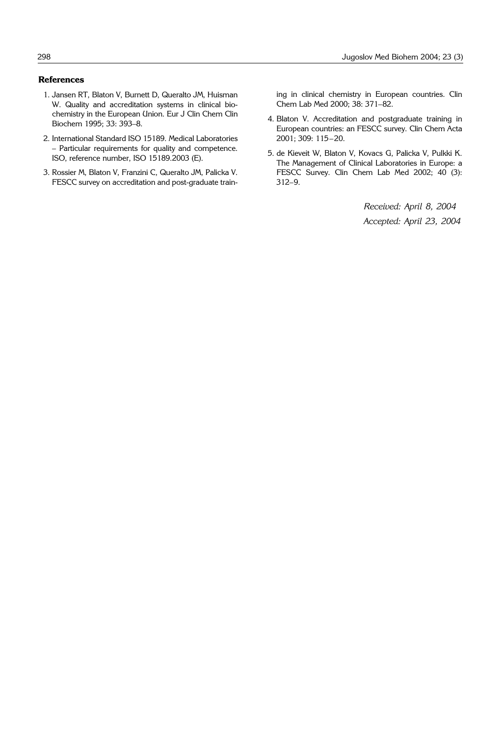## References

1. Jansen RT, Blaton V, Burnett D, Queralto JM, Huisman W. Quality and accreditation systems in clinical biochemistry in the European Union. Eur J Clin Chem Clin Biochem 1995; 33: 393–8.
2. International Standard ISO 15189. Medical Laboratories – Particular requirements for quality and competence. ISO, reference number, ISO 15189.2003 (E).
3. Rossier M, Blaton V, Franzini C, Queralto JM, Palicka V. FESCC survey on accreditation and post-graduate training in clinical chemistry in European countries. Clin Chem Lab Med 2000; 38: 371–82.
4. Blaton V. Accreditation and postgraduate training in European countries: an FESCC survey. Clin Chem Acta 2001; 309: 115–20.
5. de Kieveit W, Blaton V, Kovacs G, Palicka V, Pulkki K. The Management of Clinical Laboratories in Europe: a FESCC Survey. Clin Chem Lab Med 2002; 40 (3): 312–9.

*Received: April 8, 2004*

*Accepted: April 23, 2004*